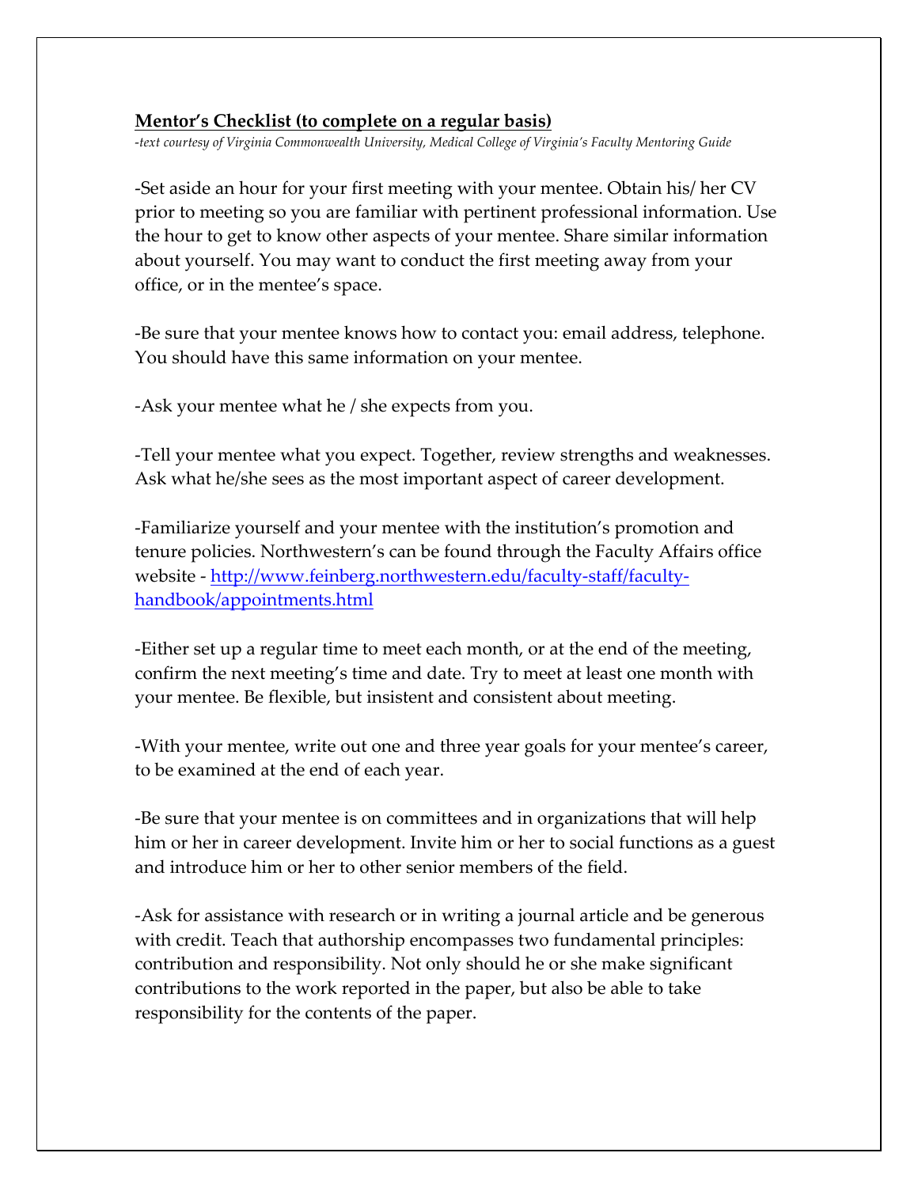**Mentor's Checklist (to complete on a regular basis)**

*-text courtesy of Virginia Commonwealth University, Medical College of Virginia's Faculty Mentoring Guide*

-Set aside an hour for your first meeting with your mentee. Obtain his/ her CV prior to meeting so you are familiar with pertinent professional information. Use the hour to get to know other aspects of your mentee. Share similar information about yourself. You may want to conduct the first meeting away from your office, or in the mentee's space.

-Be sure that your mentee knows how to contact you: email address, telephone. You should have this same information on your mentee.

-Ask your mentee what he / she expects from you.

-Tell your mentee what you expect. Together, review strengths and weaknesses. Ask what he/she sees as the most important aspect of career development.

-Familiarize yourself and your mentee with the institution's promotion and tenure policies. Northwestern's can be found through the Faculty Affairs office website - [http://www.feinberg.northwestern.edu/faculty-staff/faculty-handbook/appointments.html](http://www.feinberg.northwestern.edu/faculty-staff/faculty-handbook/appointments.html)

-Either set up a regular time to meet each month, or at the end of the meeting, confirm the next meeting's time and date. Try to meet at least one month with your mentee. Be flexible, but insistent and consistent about meeting.

-With your mentee, write out one and three year goals for your mentee's career, to be examined at the end of each year.

-Be sure that your mentee is on committees and in organizations that will help him or her in career development. Invite him or her to social functions as a guest and introduce him or her to other senior members of the field.

-Ask for assistance with research or in writing a journal article and be generous with credit. Teach that authorship encompasses two fundamental principles: contribution and responsibility. Not only should he or she make significant contributions to the work reported in the paper, but also be able to take responsibility for the contents of the paper.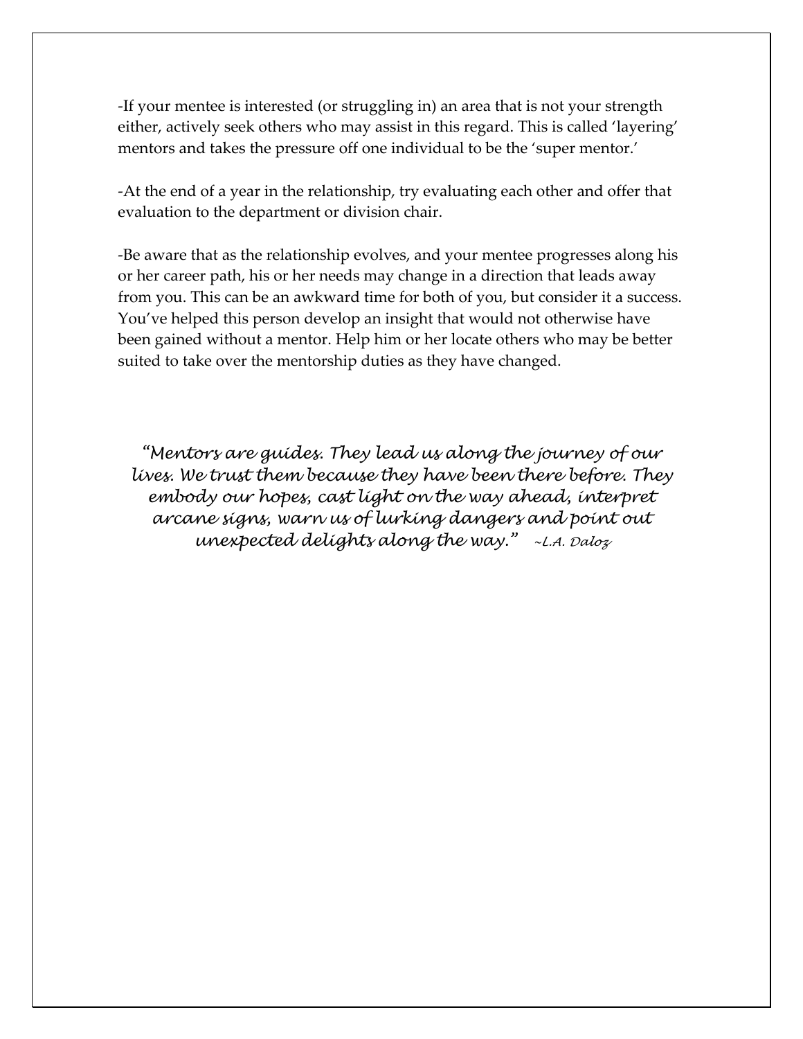-If your mentee is interested (or struggling in) an area that is not your strength either, actively seek others who may assist in this regard. This is called 'layering' mentors and takes the pressure off one individual to be the 'super mentor.'

-At the end of a year in the relationship, try evaluating each other and offer that evaluation to the department or division chair.

-Be aware that as the relationship evolves, and your mentee progresses along his or her career path, his or her needs may change in a direction that leads away from you. This can be an awkward time for both of you, but consider it a success. You've helped this person develop an insight that would not otherwise have been gained without a mentor. Help him or her locate others who may be better suited to take over the mentorship duties as they have changed.

*"Mentors are guides. They lead us along the journey of our lives. We trust them because they have been there before. They embody our hopes, cast light on the way ahead, interpret arcane signs, warn us of lurking dangers and point out unexpected delights along the way."* ~L.A. Daloz